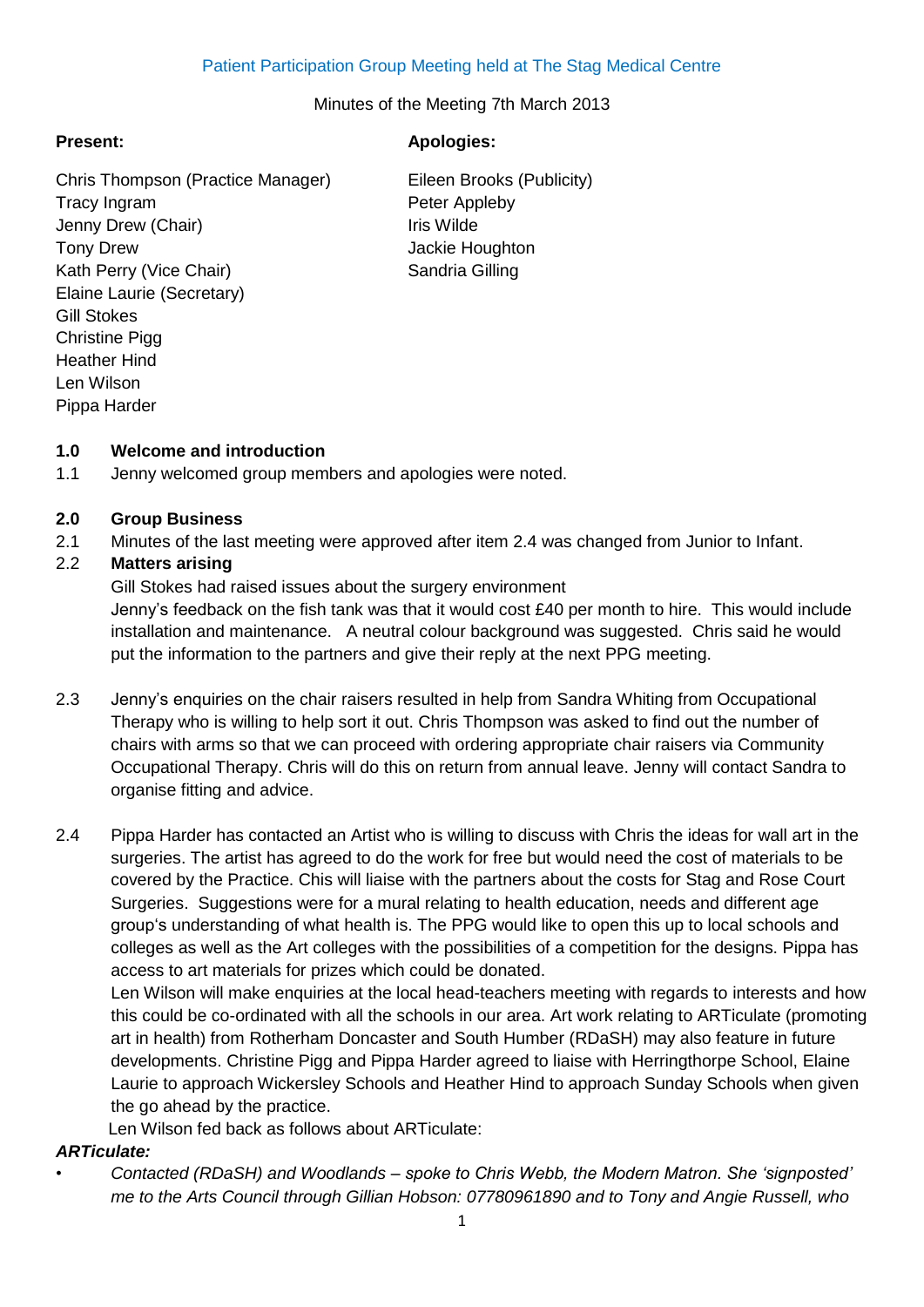Patient Participation Group Meeting held at The Stag Medical Centre

Minutes of the Meeting 7th March 2013

**Present:**

Chris Thompson (Practice Manager)
Tracy Ingram
Jenny Drew (Chair)
Tony Drew
Kath Perry (Vice Chair)
Elaine Laurie (Secretary)
Gill Stokes
Christine Pigg
Heather Hind
Len Wilson
Pippa Harder

**Apologies:**

Eileen Brooks (Publicity)
Peter Appleby
Iris Wilde
Jackie Houghton
Sandria Gilling

**1.0 Welcome and introduction**

1.1 Jenny welcomed group members and apologies were noted.

**2.0 Group Business**

2.1 Minutes of the last meeting were approved after item 2.4 was changed from Junior to Infant.

2.2 **Matters arising**

Gill Stokes had raised issues about the surgery environment
Jenny's feedback on the fish tank was that it would cost £40 per month to hire. This would include installation and maintenance. A neutral colour background was suggested. Chris said he would put the information to the partners and give their reply at the next PPG meeting.

2.3 Jenny's enquiries on the chair raisers resulted in help from Sandra Whiting from Occupational Therapy who is willing to help sort it out. Chris Thompson was asked to find out the number of chairs with arms so that we can proceed with ordering appropriate chair raisers via Community Occupational Therapy. Chris will do this on return from annual leave. Jenny will contact Sandra to organise fitting and advice.

2.4 Pippa Harder has contacted an Artist who is willing to discuss with Chris the ideas for wall art in the surgeries. The artist has agreed to do the work for free but would need the cost of materials to be covered by the Practice. Chis will liaise with the partners about the costs for Stag and Rose Court Surgeries. Suggestions were for a mural relating to health education, needs and different age group's understanding of what health is. The PPG would like to open this up to local schools and colleges as well as the Art colleges with the possibilities of a competition for the designs. Pippa has access to art materials for prizes which could be donated.

Len Wilson will make enquiries at the local head-teachers meeting with regards to interests and how this could be co-ordinated with all the schools in our area. Art work relating to ARTiculate (promoting art in health) from Rotherham Doncaster and South Humber (RDaSH) may also feature in future developments. Christine Pigg and Pippa Harder agreed to liaise with Herringthorpe School, Elaine Laurie to approach Wickersley Schools and Heather Hind to approach Sunday Schools when given the go ahead by the practice.

Len Wilson fed back as follows about ARTiculate:

***ARTiculate:***

- *Contacted (RDaSH) and Woodlands – spoke to Chris Webb, the Modern Matron. She 'signposted' me to the Arts Council through Gillian Hobson: 07780961890 and to Tony and Angie Russell, who*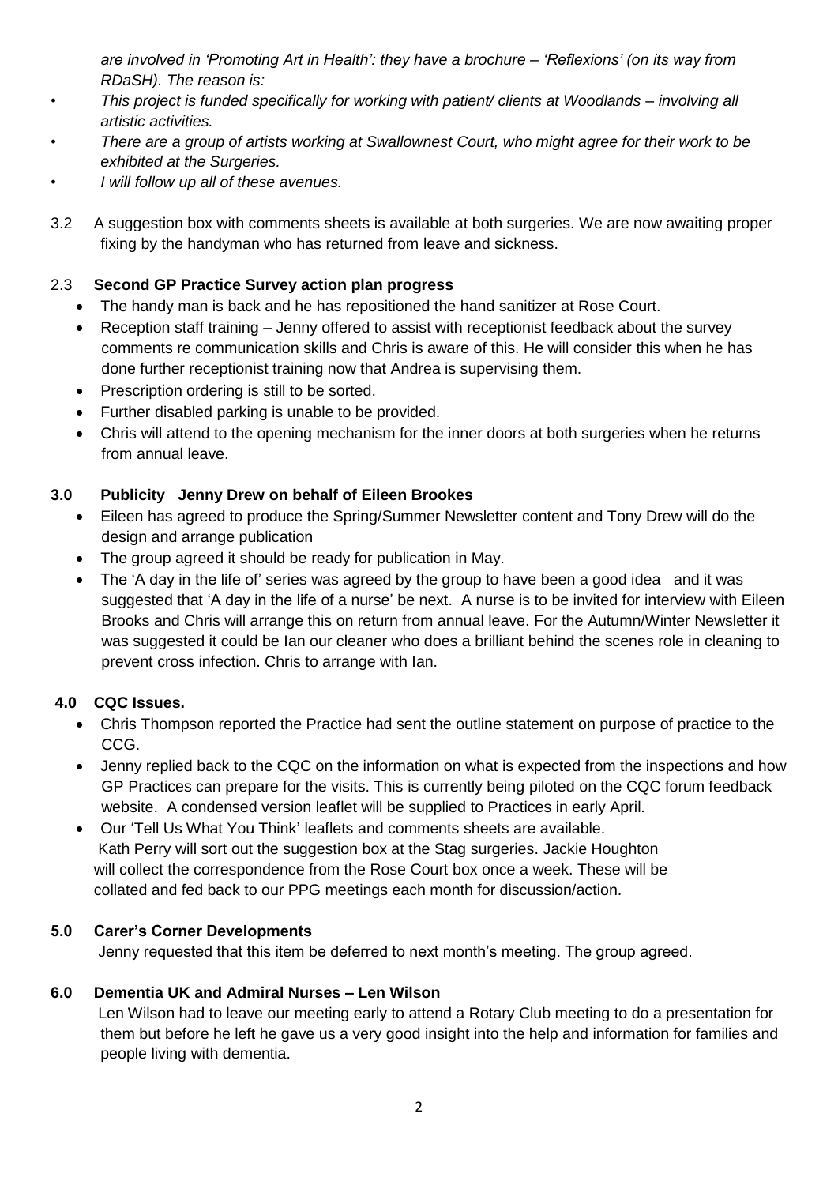*are involved in 'Promoting Art in Health': they have a brochure – 'Reflexions' (on its way from RDaSH). The reason is:*

- *This project is funded specifically for working with patient/ clients at Woodlands – involving all artistic activities.*
- *There are a group of artists working at Swallownest Court, who might agree for their work to be exhibited at the Surgeries.*
- *I will follow up all of these avenues.*

3.2 A suggestion box with comments sheets is available at both surgeries. We are now awaiting proper fixing by the handyman who has returned from leave and sickness.

2.3 **Second GP Practice Survey action plan progress**

- The handy man is back and he has repositioned the hand sanitizer at Rose Court.
- Reception staff training – Jenny offered to assist with receptionist feedback about the survey comments re communication skills and Chris is aware of this. He will consider this when he has done further receptionist training now that Andrea is supervising them.
- Prescription ordering is still to be sorted.
- Further disabled parking is unable to be provided.
- Chris will attend to the opening mechanism for the inner doors at both surgeries when he returns from annual leave.

**3.0 Publicity Jenny Drew on behalf of Eileen Brookes**

- Eileen has agreed to produce the Spring/Summer Newsletter content and Tony Drew will do the design and arrange publication
- The group agreed it should be ready for publication in May.
- The 'A day in the life of' series was agreed by the group to have been a good idea and it was suggested that 'A day in the life of a nurse' be next. A nurse is to be invited for interview with Eileen Brooks and Chris will arrange this on return from annual leave. For the Autumn/Winter Newsletter it was suggested it could be Ian our cleaner who does a brilliant behind the scenes role in cleaning to prevent cross infection. Chris to arrange with Ian.

**4.0 CQC Issues.**

- Chris Thompson reported the Practice had sent the outline statement on purpose of practice to the CCG.
- Jenny replied back to the CQC on the information on what is expected from the inspections and how GP Practices can prepare for the visits. This is currently being piloted on the CQC forum feedback website. A condensed version leaflet will be supplied to Practices in early April.
- Our 'Tell Us What You Think' leaflets and comments sheets are available. Kath Perry will sort out the suggestion box at the Stag surgeries. Jackie Houghton will collect the correspondence from the Rose Court box once a week. These will be collated and fed back to our PPG meetings each month for discussion/action.

**5.0 Carer's Corner Developments**

Jenny requested that this item be deferred to next month's meeting. The group agreed.

**6.0 Dementia UK and Admiral Nurses – Len Wilson**

Len Wilson had to leave our meeting early to attend a Rotary Club meeting to do a presentation for them but before he left he gave us a very good insight into the help and information for families and people living with dementia.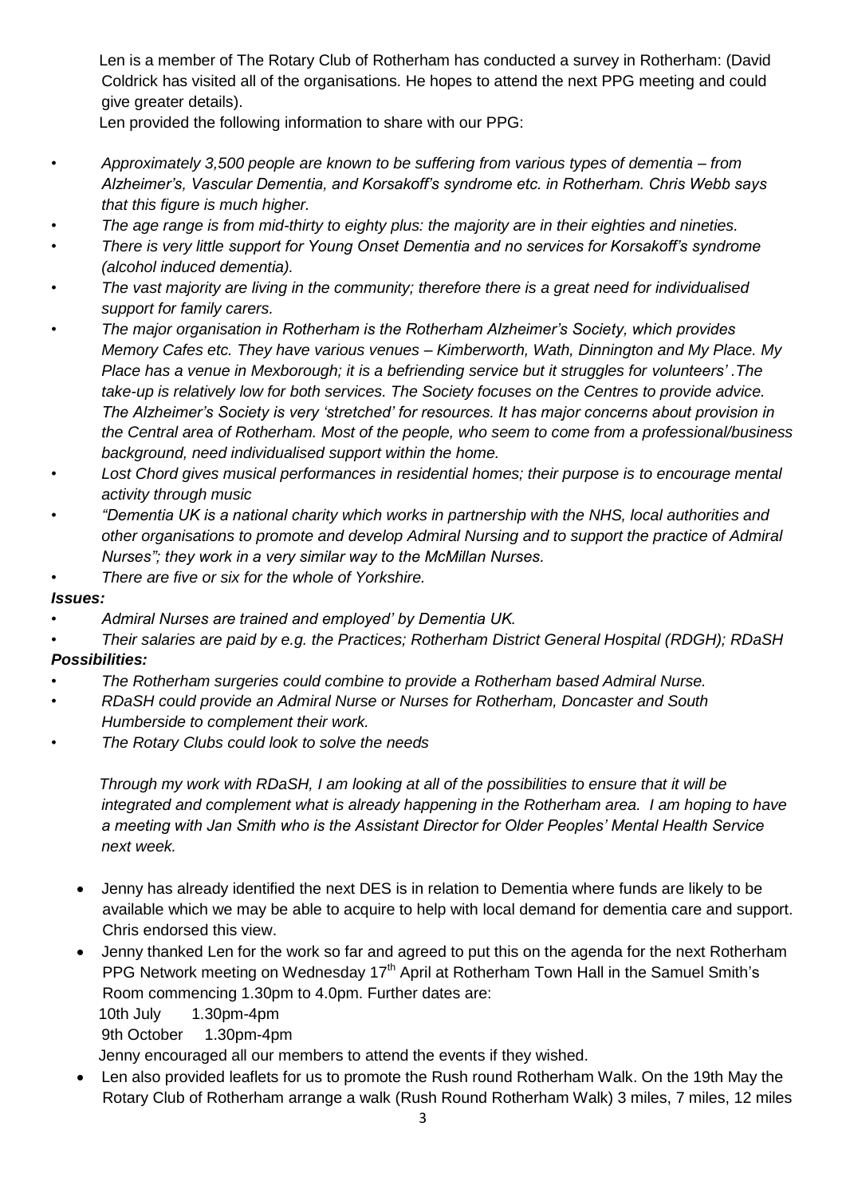Len is a member of The Rotary Club of Rotherham has conducted a survey in Rotherham: (David Coldrick has visited all of the organisations. He hopes to attend the next PPG meeting and could give greater details).

Len provided the following information to share with our PPG:

- *Approximately 3,500 people are known to be suffering from various types of dementia – from Alzheimer's, Vascular Dementia, and Korsakoff's syndrome etc. in Rotherham. Chris Webb says that this figure is much higher.*
- *The age range is from mid-thirty to eighty plus: the majority are in their eighties and nineties.*
- *There is very little support for Young Onset Dementia and no services for Korsakoff's syndrome (alcohol induced dementia).*
- *The vast majority are living in the community; therefore there is a great need for individualised support for family carers.*
- *The major organisation in Rotherham is the Rotherham Alzheimer's Society, which provides Memory Cafes etc. They have various venues – Kimberworth, Wath, Dinnington and My Place. My Place has a venue in Mexborough; it is a befriending service but it struggles for volunteers' .The take-up is relatively low for both services. The Society focuses on the Centres to provide advice. The Alzheimer's Society is very 'stretched' for resources. It has major concerns about provision in the Central area of Rotherham. Most of the people, who seem to come from a professional/business background, need individualised support within the home.*
- *Lost Chord gives musical performances in residential homes; their purpose is to encourage mental activity through music*
- *"Dementia UK is a national charity which works in partnership with the NHS, local authorities and other organisations to promote and develop Admiral Nursing and to support the practice of Admiral Nurses"; they work in a very similar way to the McMillan Nurses.*
- *There are five or six for the whole of Yorkshire.*

***Issues:***

- *Admiral Nurses are trained and employed' by Dementia UK.*
- *Their salaries are paid by e.g. the Practices; Rotherham District General Hospital (RDGH); RDaSH*

***Possibilities:***

- *The Rotherham surgeries could combine to provide a Rotherham based Admiral Nurse.*
- *RDaSH could provide an Admiral Nurse or Nurses for Rotherham, Doncaster and South Humberside to complement their work.*
- *The Rotary Clubs could look to solve the needs*

*Through my work with RDaSH, I am looking at all of the possibilities to ensure that it will be integrated and complement what is already happening in the Rotherham area. I am hoping to have a meeting with Jan Smith who is the Assistant Director for Older Peoples' Mental Health Service next week.*

- Jenny has already identified the next DES is in relation to Dementia where funds are likely to be available which we may be able to acquire to help with local demand for dementia care and support. Chris endorsed this view.
- Jenny thanked Len for the work so far and agreed to put this on the agenda for the next Rotherham PPG Network meeting on Wednesday 17th April at Rotherham Town Hall in the Samuel Smith's Room commencing 1.30pm to 4.0pm. Further dates are:
  10th July 1.30pm-4pm
  9th October 1.30pm-4pm
  Jenny encouraged all our members to attend the events if they wished.
- Len also provided leaflets for us to promote the Rush round Rotherham Walk. On the 19th May the Rotary Club of Rotherham arrange a walk (Rush Round Rotherham Walk) 3 miles, 7 miles, 12 miles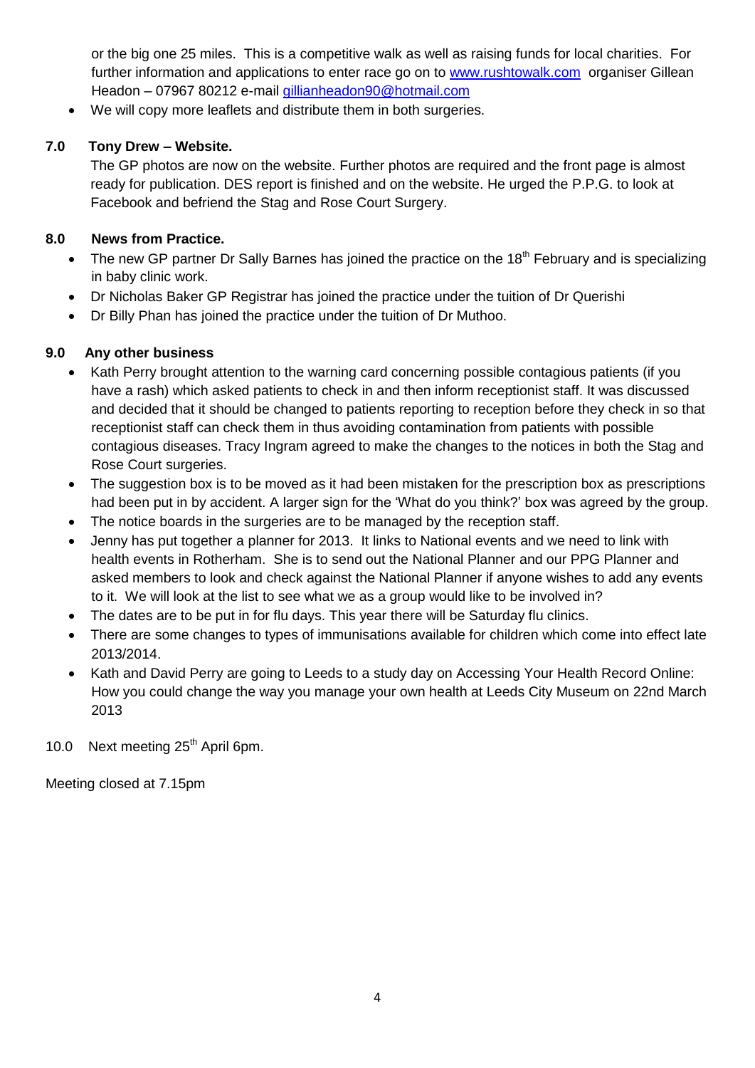or the big one 25 miles. This is a competitive walk as well as raising funds for local charities. For further information and applications to enter race go on to www.rushtowalk.com organiser Gillean Headon – 07967 80212 e-mail gillianheadon90@hotmail.com

- We will copy more leaflets and distribute them in both surgeries.

**7.0 Tony Drew – Website.**

The GP photos are now on the website. Further photos are required and the front page is almost ready for publication. DES report is finished and on the website. He urged the P.P.G. to look at Facebook and befriend the Stag and Rose Court Surgery.

**8.0 News from Practice.**

- The new GP partner Dr Sally Barnes has joined the practice on the 18th February and is specializing in baby clinic work.
- Dr Nicholas Baker GP Registrar has joined the practice under the tuition of Dr Querishi
- Dr Billy Phan has joined the practice under the tuition of Dr Muthoo.

**9.0 Any other business**

- Kath Perry brought attention to the warning card concerning possible contagious patients (if you have a rash) which asked patients to check in and then inform receptionist staff. It was discussed and decided that it should be changed to patients reporting to reception before they check in so that receptionist staff can check them in thus avoiding contamination from patients with possible contagious diseases. Tracy Ingram agreed to make the changes to the notices in both the Stag and Rose Court surgeries.
- The suggestion box is to be moved as it had been mistaken for the prescription box as prescriptions had been put in by accident. A larger sign for the 'What do you think?' box was agreed by the group.
- The notice boards in the surgeries are to be managed by the reception staff.
- Jenny has put together a planner for 2013. It links to National events and we need to link with health events in Rotherham. She is to send out the National Planner and our PPG Planner and asked members to look and check against the National Planner if anyone wishes to add any events to it. We will look at the list to see what we as a group would like to be involved in?
- The dates are to be put in for flu days. This year there will be Saturday flu clinics.
- There are some changes to types of immunisations available for children which come into effect late 2013/2014.
- Kath and David Perry are going to Leeds to a study day on Accessing Your Health Record Online: How you could change the way you manage your own health at Leeds City Museum on 22nd March 2013

10.0 Next meeting 25th April 6pm.

Meeting closed at 7.15pm